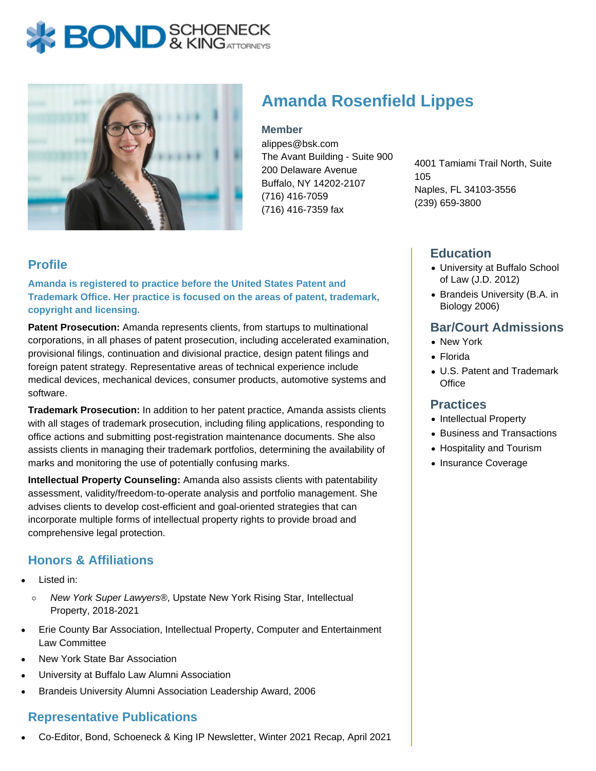# Amanda Rosenfield Lippes

**Member**
alippes@bsk.com
The Avant Building - Suite 900
200 Delaware Avenue
Buffalo, NY 14202-2107
(716) 416-7059
(716) 416-7359 fax

4001 Tamiami Trail North, Suite 105
Naples, FL 34103-3556
(239) 659-3800

## Profile

**Amanda is registered to practice before the United States Patent and Trademark Office. Her practice is focused on the areas of patent, trademark, copyright and licensing.**

**Patent Prosecution:** Amanda represents clients, from startups to multinational corporations, in all phases of patent prosecution, including accelerated examination, provisional filings, continuation and divisional practice, design patent filings and foreign patent strategy. Representative areas of technical experience include medical devices, mechanical devices, consumer products, automotive systems and software.

**Trademark Prosecution:** In addition to her patent practice, Amanda assists clients with all stages of trademark prosecution, including filing applications, responding to office actions and submitting post-registration maintenance documents. She also assists clients in managing their trademark portfolios, determining the availability of marks and monitoring the use of potentially confusing marks.

**Intellectual Property Counseling:** Amanda also assists clients with patentability assessment, validity/freedom-to-operate analysis and portfolio management. She advises clients to develop cost-efficient and goal-oriented strategies that can incorporate multiple forms of intellectual property rights to provide broad and comprehensive legal protection.

## Honors & Affiliations

- Listed in:
  - *New York Super Lawyers®*, Upstate New York Rising Star, Intellectual Property, 2018-2021
- Erie County Bar Association, Intellectual Property, Computer and Entertainment Law Committee
- New York State Bar Association
- University at Buffalo Law Alumni Association
- Brandeis University Alumni Association Leadership Award, 2006

## Representative Publications

- Co-Editor, Bond, Schoeneck & King IP Newsletter, Winter 2021 Recap, April 2021

## Education

- University at Buffalo School of Law (J.D. 2012)
- Brandeis University (B.A. in Biology 2006)

## Bar/Court Admissions

- New York
- Florida
- U.S. Patent and Trademark Office

## Practices

- Intellectual Property
- Business and Transactions
- Hospitality and Tourism
- Insurance Coverage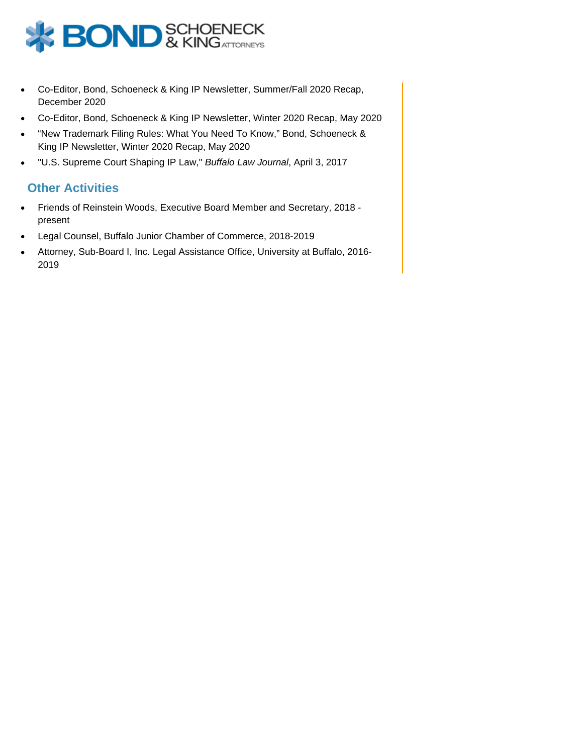- Co-Editor, Bond, Schoeneck & King IP Newsletter, Summer/Fall 2020 Recap, December 2020
- Co-Editor, Bond, Schoeneck & King IP Newsletter, Winter 2020 Recap, May 2020
- "New Trademark Filing Rules: What You Need To Know," Bond, Schoeneck & King IP Newsletter, Winter 2020 Recap, May 2020
- "U.S. Supreme Court Shaping IP Law," *Buffalo Law Journal*, April 3, 2017

## Other Activities

- Friends of Reinstein Woods, Executive Board Member and Secretary, 2018 - present
- Legal Counsel, Buffalo Junior Chamber of Commerce, 2018-2019
- Attorney, Sub-Board I, Inc. Legal Assistance Office, University at Buffalo, 2016-2019